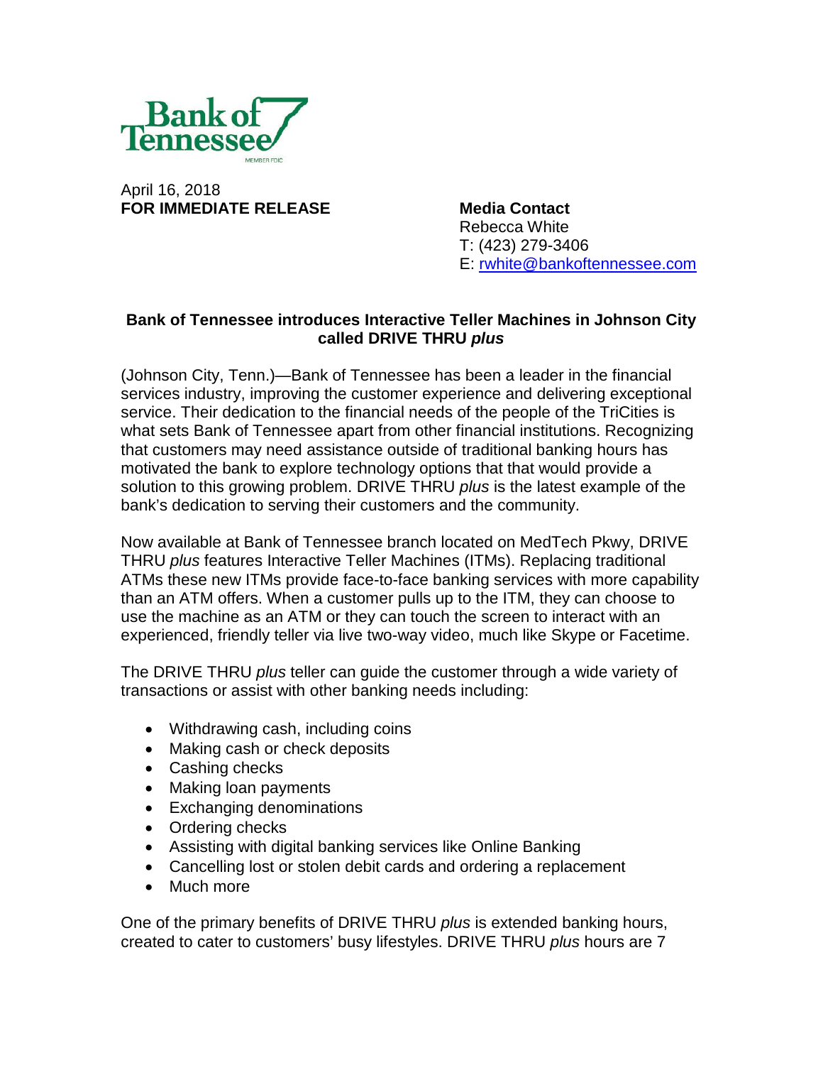Bank of Tennessee

MEMBER FDIC

April 16, 2018
**FOR IMMEDIATE RELEASE**

**Media Contact**
Rebecca White
T: (423) 279-3406
E: rwhite@bankoftennessee.com

**Bank of Tennessee introduces Interactive Teller Machines in Johnson City called DRIVE THRU *plus***

(Johnson City, Tenn.)—Bank of Tennessee has been a leader in the financial services industry, improving the customer experience and delivering exceptional service. Their dedication to the financial needs of the people of the TriCities is what sets Bank of Tennessee apart from other financial institutions. Recognizing that customers may need assistance outside of traditional banking hours has motivated the bank to explore technology options that that would provide a solution to this growing problem. DRIVE THRU *plus* is the latest example of the bank's dedication to serving their customers and the community.

Now available at Bank of Tennessee branch located on MedTech Pkwy, DRIVE THRU *plus* features Interactive Teller Machines (ITMs). Replacing traditional ATMs these new ITMs provide face-to-face banking services with more capability than an ATM offers. When a customer pulls up to the ITM, they can choose to use the machine as an ATM or they can touch the screen to interact with an experienced, friendly teller via live two-way video, much like Skype or Facetime.

The DRIVE THRU *plus* teller can guide the customer through a wide variety of transactions or assist with other banking needs including:

- Withdrawing cash, including coins
- Making cash or check deposits
- Cashing checks
- Making loan payments
- Exchanging denominations
- Ordering checks
- Assisting with digital banking services like Online Banking
- Cancelling lost or stolen debit cards and ordering a replacement
- Much more

One of the primary benefits of DRIVE THRU *plus* is extended banking hours, created to cater to customers' busy lifestyles. DRIVE THRU *plus* hours are 7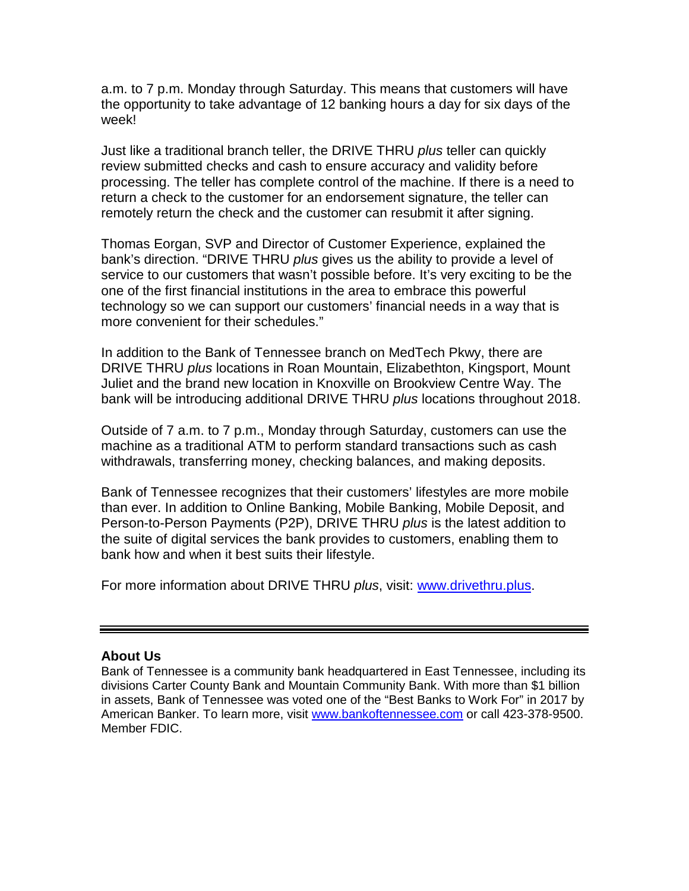a.m. to 7 p.m. Monday through Saturday. This means that customers will have the opportunity to take advantage of 12 banking hours a day for six days of the week!

Just like a traditional branch teller, the DRIVE THRU *plus* teller can quickly review submitted checks and cash to ensure accuracy and validity before processing. The teller has complete control of the machine. If there is a need to return a check to the customer for an endorsement signature, the teller can remotely return the check and the customer can resubmit it after signing.

Thomas Eorgan, SVP and Director of Customer Experience, explained the bank's direction. "DRIVE THRU *plus* gives us the ability to provide a level of service to our customers that wasn't possible before. It's very exciting to be the one of the first financial institutions in the area to embrace this powerful technology so we can support our customers' financial needs in a way that is more convenient for their schedules."

In addition to the Bank of Tennessee branch on MedTech Pkwy, there are DRIVE THRU *plus* locations in Roan Mountain, Elizabethton, Kingsport, Mount Juliet and the brand new location in Knoxville on Brookview Centre Way. The bank will be introducing additional DRIVE THRU *plus* locations throughout 2018.

Outside of 7 a.m. to 7 p.m., Monday through Saturday, customers can use the machine as a traditional ATM to perform standard transactions such as cash withdrawals, transferring money, checking balances, and making deposits.

Bank of Tennessee recognizes that their customers' lifestyles are more mobile than ever. In addition to Online Banking, Mobile Banking, Mobile Deposit, and Person-to-Person Payments (P2P), DRIVE THRU *plus* is the latest addition to the suite of digital services the bank provides to customers, enabling them to bank how and when it best suits their lifestyle.

For more information about DRIVE THRU *plus*, visit: [www.drivethru.plus](http://www.drivethru.plus).

---

**About Us**

Bank of Tennessee is a community bank headquartered in East Tennessee, including its divisions Carter County Bank and Mountain Community Bank. With more than $1 billion in assets, Bank of Tennessee was voted one of the "Best Banks to Work For" in 2017 by American Banker. To learn more, visit [www.bankoftennessee.com](http://www.bankoftennessee.com) or call 423-378-9500. Member FDIC.